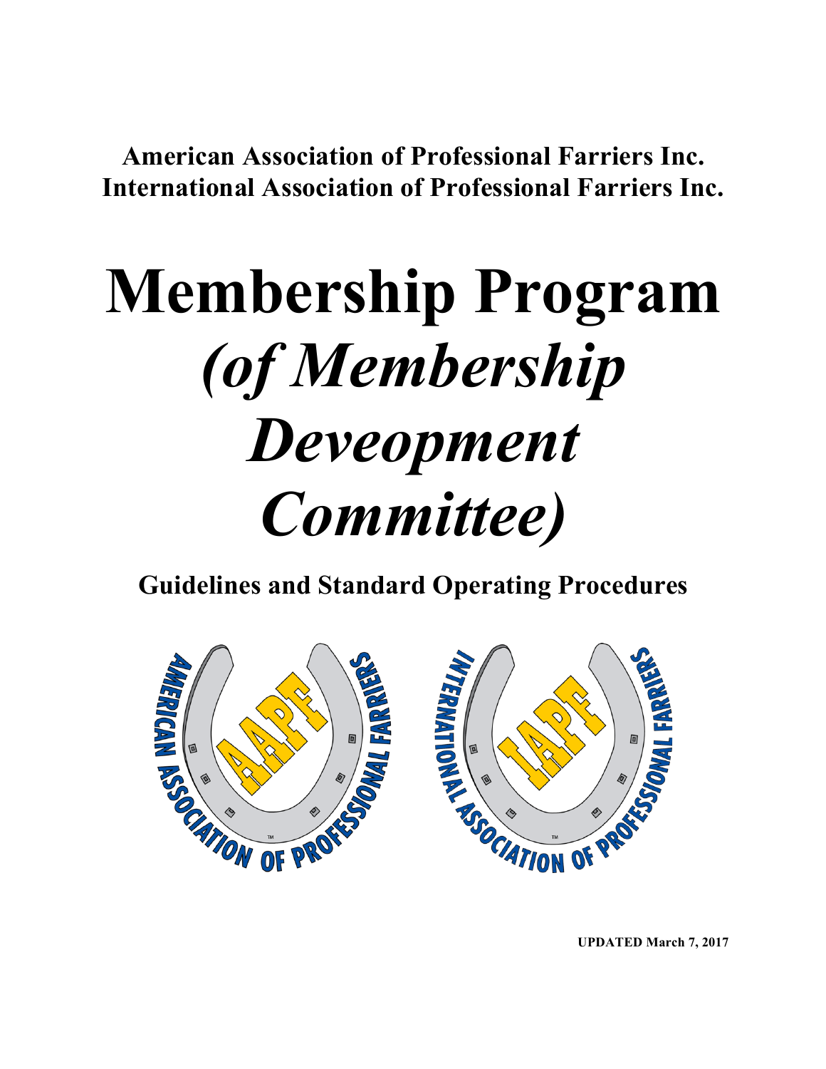**American Association of Professional Farriers Inc.**
**International Association of Professional Farriers Inc.**

# Membership Program *(of Membership Deveopment Committee)*

## Guidelines and Standard Operating Procedures

**UPDATED March 7, 2017**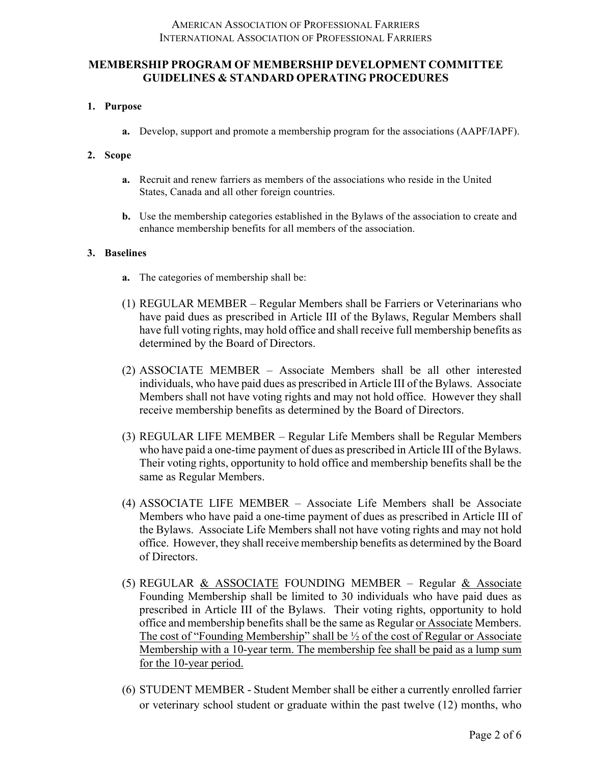AMERICAN ASSOCIATION OF PROFESSIONAL FARRIERS
INTERNATIONAL ASSOCIATION OF PROFESSIONAL FARRIERS

## MEMBERSHIP PROGRAM OF MEMBERSHIP DEVELOPMENT COMMITTEE GUIDELINES & STANDARD OPERATING PROCEDURES

**1. Purpose**

- **a.** Develop, support and promote a membership program for the associations (AAPF/IAPF).

**2. Scope**

- **a.** Recruit and renew farriers as members of the associations who reside in the United States, Canada and all other foreign countries.
- **b.** Use the membership categories established in the Bylaws of the association to create and enhance membership benefits for all members of the association.

**3. Baselines**

- **a.** The categories of membership shall be:

(1) REGULAR MEMBER – Regular Members shall be Farriers or Veterinarians who have paid dues as prescribed in Article III of the Bylaws, Regular Members shall have full voting rights, may hold office and shall receive full membership benefits as determined by the Board of Directors.

(2) ASSOCIATE MEMBER – Associate Members shall be all other interested individuals, who have paid dues as prescribed in Article III of the Bylaws. Associate Members shall not have voting rights and may not hold office. However they shall receive membership benefits as determined by the Board of Directors.

(3) REGULAR LIFE MEMBER – Regular Life Members shall be Regular Members who have paid a one-time payment of dues as prescribed in Article III of the Bylaws. Their voting rights, opportunity to hold office and membership benefits shall be the same as Regular Members.

(4) ASSOCIATE LIFE MEMBER – Associate Life Members shall be Associate Members who have paid a one-time payment of dues as prescribed in Article III of the Bylaws. Associate Life Members shall not have voting rights and may not hold office. However, they shall receive membership benefits as determined by the Board of Directors.

(5) REGULAR & ASSOCIATE FOUNDING MEMBER – Regular & Associate Founding Membership shall be limited to 30 individuals who have paid dues as prescribed in Article III of the Bylaws. Their voting rights, opportunity to hold office and membership benefits shall be the same as Regular or Associate Members. The cost of "Founding Membership" shall be ½ of the cost of Regular or Associate Membership with a 10-year term. The membership fee shall be paid as a lump sum for the 10-year period.

(6) STUDENT MEMBER - Student Member shall be either a currently enrolled farrier or veterinary school student or graduate within the past twelve (12) months, who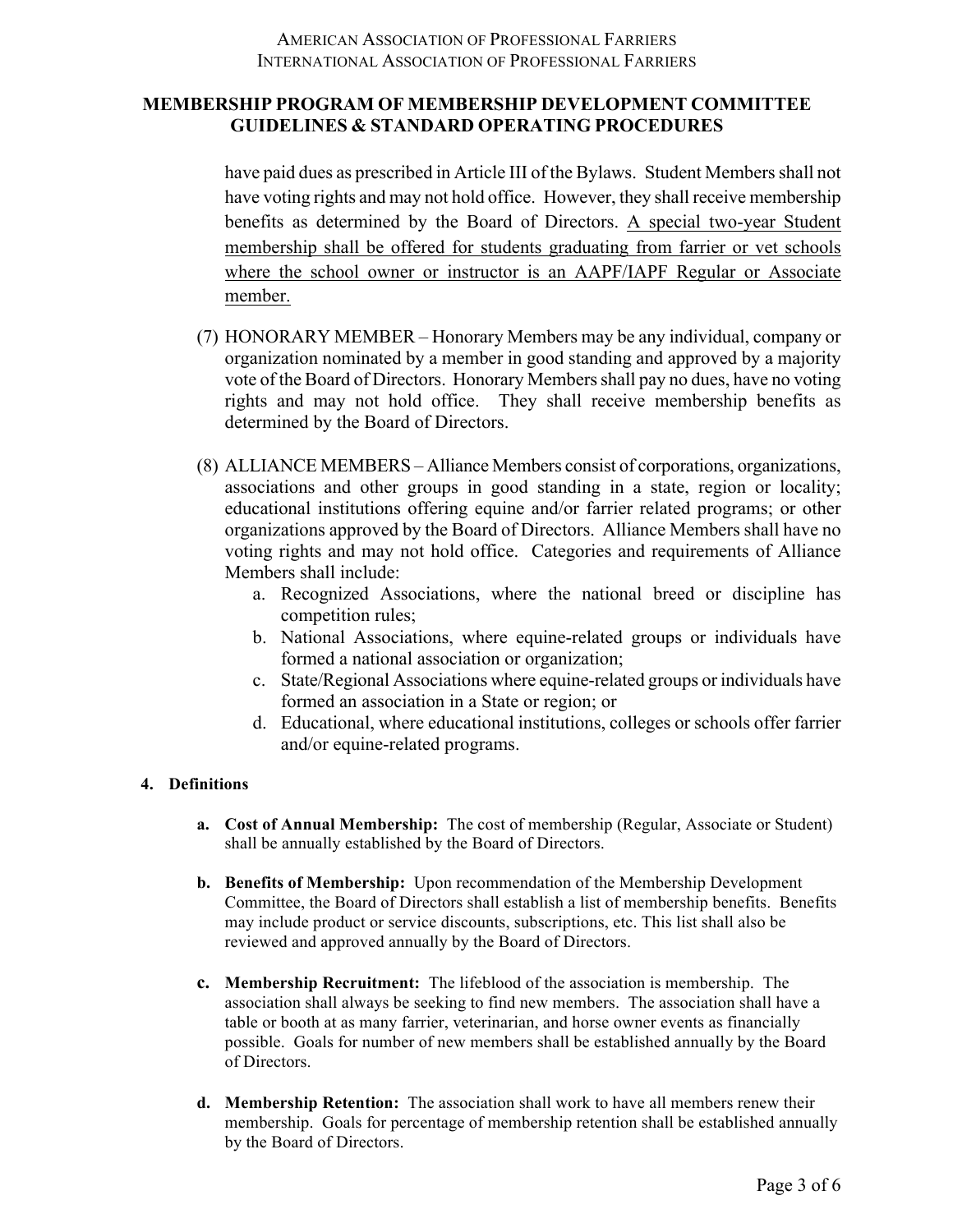have paid dues as prescribed in Article III of the Bylaws. Student Members shall not have voting rights and may not hold office. However, they shall receive membership benefits as determined by the Board of Directors. <u>A special two-year Student membership shall be offered for students graduating from farrier or vet schools where the school owner or instructor is an AAPF/IAPF Regular or Associate member.</u>

(7) HONORARY MEMBER – Honorary Members may be any individual, company or organization nominated by a member in good standing and approved by a majority vote of the Board of Directors. Honorary Members shall pay no dues, have no voting rights and may not hold office. They shall receive membership benefits as determined by the Board of Directors.

(8) ALLIANCE MEMBERS – Alliance Members consist of corporations, organizations, associations and other groups in good standing in a state, region or locality; educational institutions offering equine and/or farrier related programs; or other organizations approved by the Board of Directors. Alliance Members shall have no voting rights and may not hold office. Categories and requirements of Alliance Members shall include:

a. Recognized Associations, where the national breed or discipline has competition rules;
b. National Associations, where equine-related groups or individuals have formed a national association or organization;
c. State/Regional Associations where equine-related groups or individuals have formed an association in a State or region; or
d. Educational, where educational institutions, colleges or schools offer farrier and/or equine-related programs.

**4. Definitions**

**a. Cost of Annual Membership:** The cost of membership (Regular, Associate or Student) shall be annually established by the Board of Directors.

**b. Benefits of Membership:** Upon recommendation of the Membership Development Committee, the Board of Directors shall establish a list of membership benefits. Benefits may include product or service discounts, subscriptions, etc. This list shall also be reviewed and approved annually by the Board of Directors.

**c. Membership Recruitment:** The lifeblood of the association is membership. The association shall always be seeking to find new members. The association shall have a table or booth at as many farrier, veterinarian, and horse owner events as financially possible. Goals for number of new members shall be established annually by the Board of Directors.

**d. Membership Retention:** The association shall work to have all members renew their membership. Goals for percentage of membership retention shall be established annually by the Board of Directors.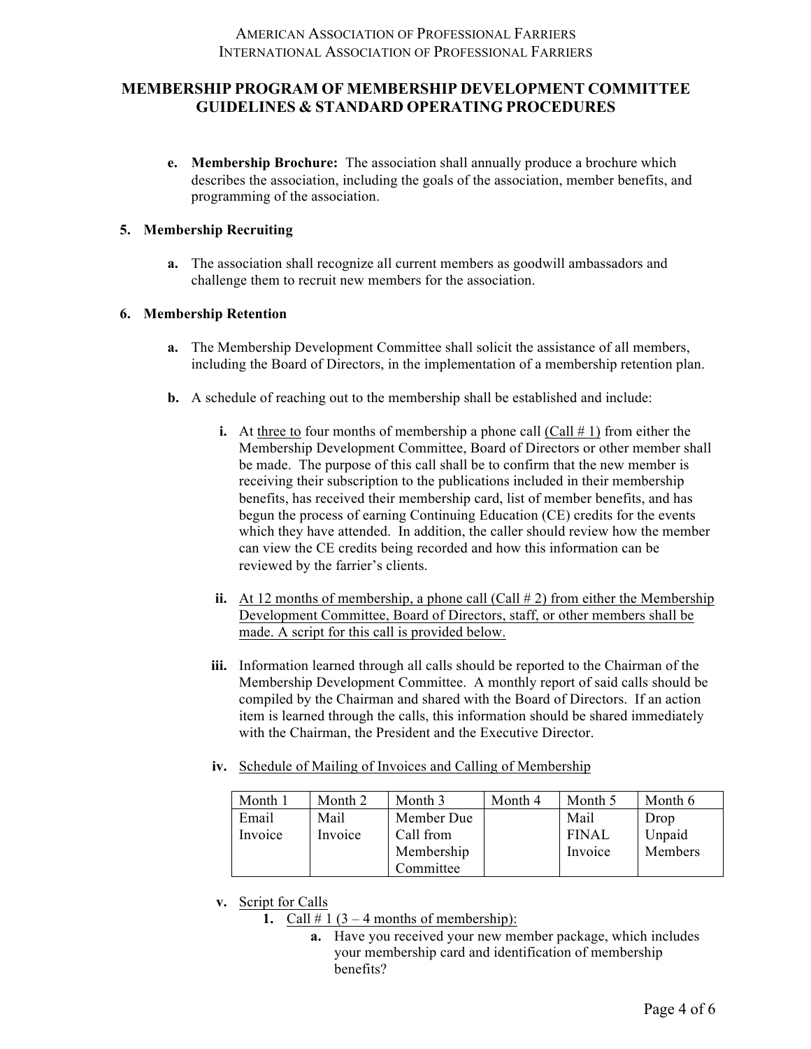**e. Membership Brochure:** The association shall annually produce a brochure which describes the association, including the goals of the association, member benefits, and programming of the association.

**5. Membership Recruiting**

**a.** The association shall recognize all current members as goodwill ambassadors and challenge them to recruit new members for the association.

**6. Membership Retention**

**a.** The Membership Development Committee shall solicit the assistance of all members, including the Board of Directors, in the implementation of a membership retention plan.

**b.** A schedule of reaching out to the membership shall be established and include:

**i.** At <u>three to</u> four months of membership a phone call <u>(Call # 1)</u> from either the Membership Development Committee, Board of Directors or other member shall be made. The purpose of this call shall be to confirm that the new member is receiving their subscription to the publications included in their membership benefits, has received their membership card, list of member benefits, and has begun the process of earning Continuing Education (CE) credits for the events which they have attended. In addition, the caller should review how the member can view the CE credits being recorded and how this information can be reviewed by the farrier's clients.

**ii.** <u>At 12 months of membership, a phone call (Call # 2) from either the Membership Development Committee, Board of Directors, staff, or other members shall be made. A script for this call is provided below.</u>

**iii.** Information learned through all calls should be reported to the Chairman of the Membership Development Committee. A monthly report of said calls should be compiled by the Chairman and shared with the Board of Directors. If an action item is learned through the calls, this information should be shared immediately with the Chairman, the President and the Executive Director.

**iv.** <u>Schedule of Mailing of Invoices and Calling of Membership</u>

| Month 1 | Month 2 | Month 3 | Month 4 | Month 5 | Month 6 |
|---|---|---|---|---|---|
| Email Invoice | Mail Invoice | Member Due Call from Membership Committee | | Mail FINAL Invoice | Drop Unpaid Members |

**v.** <u>Script for Calls</u>

1. <u>Call # 1 (3 – 4 months of membership):</u>
   a. Have you received your new member package, which includes your membership card and identification of membership benefits?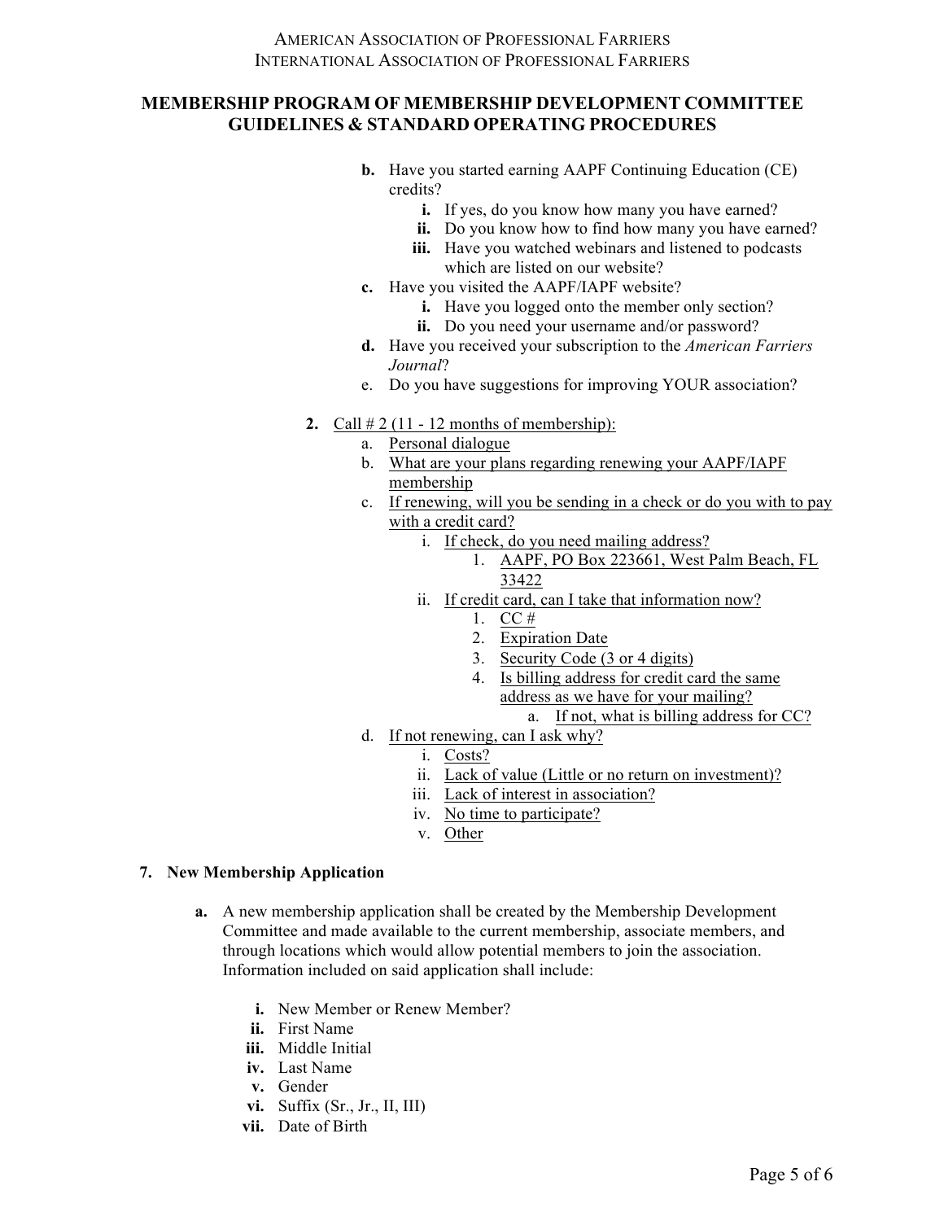**b.** Have you started earning AAPF Continuing Education (CE) credits?
   - **i.** If yes, do you know how many you have earned?
   - **ii.** Do you know how to find how many you have earned?
   - **iii.** Have you watched webinars and listened to podcasts which are listed on our website?

**c.** Have you visited the AAPF/IAPF website?
   - **i.** Have you logged onto the member only section?
   - **ii.** Do you need your username and/or password?

**d.** Have you received your subscription to the *American Farriers Journal*?

e. Do you have suggestions for improving YOUR association?

**2.** <u>Call # 2 (11 - 12 months of membership):</u>

a. <u>Personal dialogue</u>

b. <u>What are your plans regarding renewing your AAPF/IAPF membership</u>

c. <u>If renewing, will you be sending in a check or do you with to pay with a credit card?</u>
   - i. <u>If check, do you need mailing address?</u>
      1. <u>AAPF, PO Box 223661, West Palm Beach, FL 33422</u>
   - ii. <u>If credit card, can I take that information now?</u>
      1. <u>CC #</u>
      2. <u>Expiration Date</u>
      3. <u>Security Code (3 or 4 digits)</u>
      4. <u>Is billing address for credit card the same address as we have for your mailing?</u>
         - a. <u>If not, what is billing address for CC?</u>

d. <u>If not renewing, can I ask why?</u>
   - i. <u>Costs?</u>
   - ii. <u>Lack of value (Little or no return on investment)?</u>
   - iii. <u>Lack of interest in association?</u>
   - iv. <u>No time to participate?</u>
   - v. <u>Other</u>

## 7. New Membership Application

**a.** A new membership application shall be created by the Membership Development Committee and made available to the current membership, associate members, and through locations which would allow potential members to join the association. Information included on said application shall include:

   - **i.** New Member or Renew Member?
   - **ii.** First Name
   - **iii.** Middle Initial
   - **iv.** Last Name
   - **v.** Gender
   - **vi.** Suffix (Sr., Jr., II, III)
   - **vii.** Date of Birth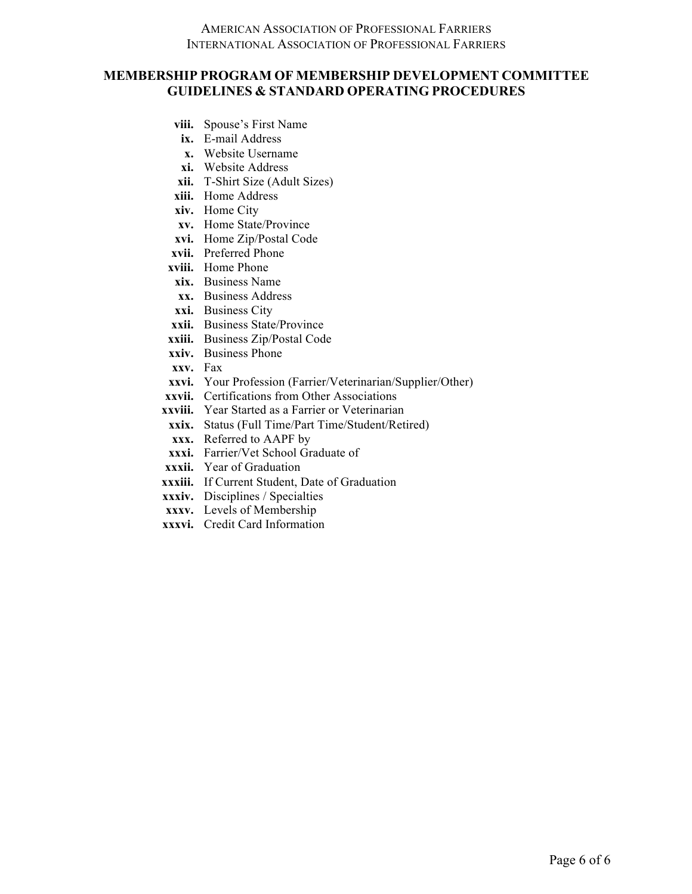viii. Spouse's First Name
ix. E-mail Address
x. Website Username
xi. Website Address
xii. T-Shirt Size (Adult Sizes)
xiii. Home Address
xiv. Home City
xv. Home State/Province
xvi. Home Zip/Postal Code
xvii. Preferred Phone
xviii. Home Phone
xix. Business Name
xx. Business Address
xxi. Business City
xxii. Business State/Province
xxiii. Business Zip/Postal Code
xxiv. Business Phone
xxv. Fax
xxvi. Your Profession (Farrier/Veterinarian/Supplier/Other)
xxvii. Certifications from Other Associations
xxviii. Year Started as a Farrier or Veterinarian
xxix. Status (Full Time/Part Time/Student/Retired)
xxx. Referred to AAPF by
xxxi. Farrier/Vet School Graduate of
xxxii. Year of Graduation
xxxiii. If Current Student, Date of Graduation
xxxiv. Disciplines / Specialties
xxxv. Levels of Membership
xxxvi. Credit Card Information